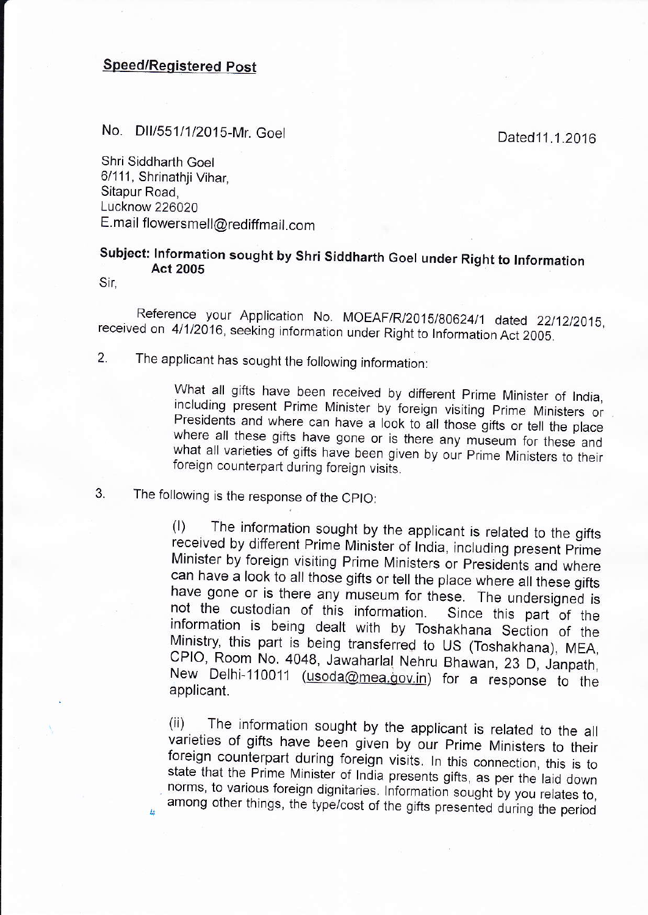**Speed/Registered Post**

No. DII/551/1/2015-Mr. Goel

Dated11.1.2016

Shri Siddharth Goel
6/111, Shrinathji Vihar,
Sitapur Road,
Lucknow 226020
E.mail flowersmell@rediffmail.com

**Subject: Information sought by Shri Siddharth Goel under Right to Information Act 2005**

Sir,

Reference your Application No. MOEAF/R/2015/80624/1 dated 22/12/2015, received on 4/1/2016, seeking information under Right to Information Act 2005.

2. The applicant has sought the following information:

> What all gifts have been received by different Prime Minister of India, including present Prime Minister by foreign visiting Prime Ministers or Presidents and where can have a look to all those gifts or tell the place where all these gifts have gone or is there any museum for these and what all varieties of gifts have been given by our Prime Ministers to their foreign counterpart during foreign visits.

3. The following is the response of the CPIO:

> (I) The information sought by the applicant is related to the gifts received by different Prime Minister of India, including present Prime Minister by foreign visiting Prime Ministers or Presidents and where can have a look to all those gifts or tell the place where all these gifts have gone or is there any museum for these. The undersigned is not the custodian of this information. Since this part of the information is being dealt with by Toshakhana Section of the Ministry, this part is being transferred to US (Toshakhana), MEA, CPIO, Room No. 4048, Jawaharlal Nehru Bhawan, 23 D, Janpath, New Delhi-110011 (usoda@mea.gov.in) for a response to the applicant.
>
> (ii) The information sought by the applicant is related to the all varieties of gifts have been given by our Prime Ministers to their foreign counterpart during foreign visits. In this connection, this is to state that the Prime Minister of India presents gifts, as per the laid down norms, to various foreign dignitaries. Information sought by you relates to, among other things, the type/cost of the gifts presented during the period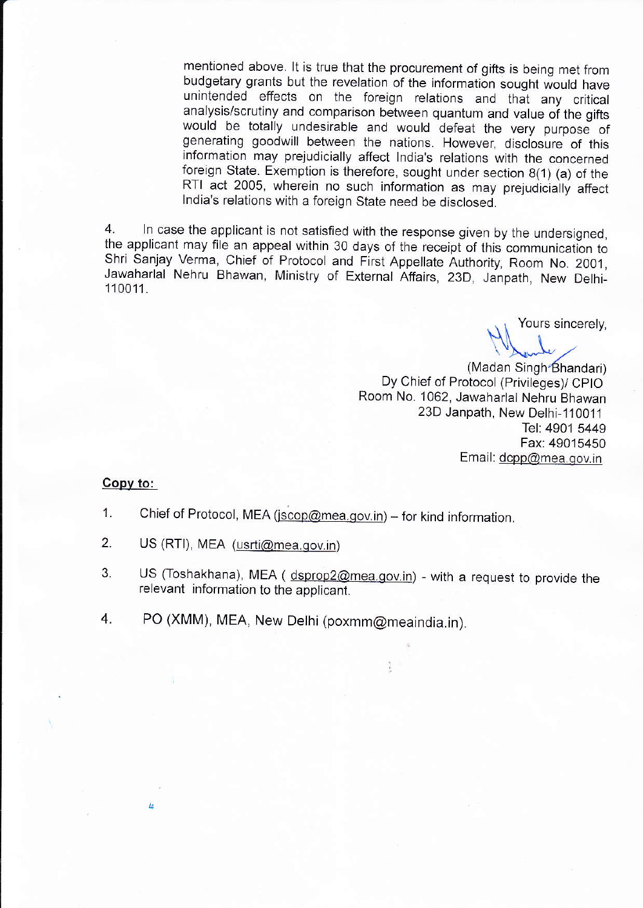mentioned above. It is true that the procurement of gifts is being met from budgetary grants but the revelation of the information sought would have unintended effects on the foreign relations and that any critical analysis/scrutiny and comparison between quantum and value of the gifts would be totally undesirable and would defeat the very purpose of generating goodwill between the nations. However, disclosure of this information may prejudicially affect India's relations with the concerned foreign State. Exemption is therefore, sought under section 8(1) (a) of the RTI act 2005, wherein no such information as may prejudicially affect India's relations with a foreign State need be disclosed.

4. In case the applicant is not satisfied with the response given by the undersigned, the applicant may file an appeal within 30 days of the receipt of this communication to Shri Sanjay Verma, Chief of Protocol and First Appellate Authority, Room No. 2001, Jawaharlal Nehru Bhawan, Ministry of External Affairs, 23D, Janpath, New Delhi-110011.

Yours sincerely,

(Madan Singh Bhandari)
Dy Chief of Protocol (Privileges)/ CPIO
Room No. 1062, Jawaharlal Nehru Bhawan
23D Janpath, New Delhi-110011
Tel: 4901 5449
Fax: 49015450
Email: dcpp@mea.gov.in

**Copy to:**

1. Chief of Protocol, MEA (jscop@mea.gov.in) – for kind information.
2. US (RTI), MEA (usrti@mea.gov.in)
3. US (Toshakhana), MEA ( dsprop2@mea.gov.in) - with a request to provide the relevant information to the applicant.
4. PO (XMM), MEA, New Delhi (poxmm@meaindia.in).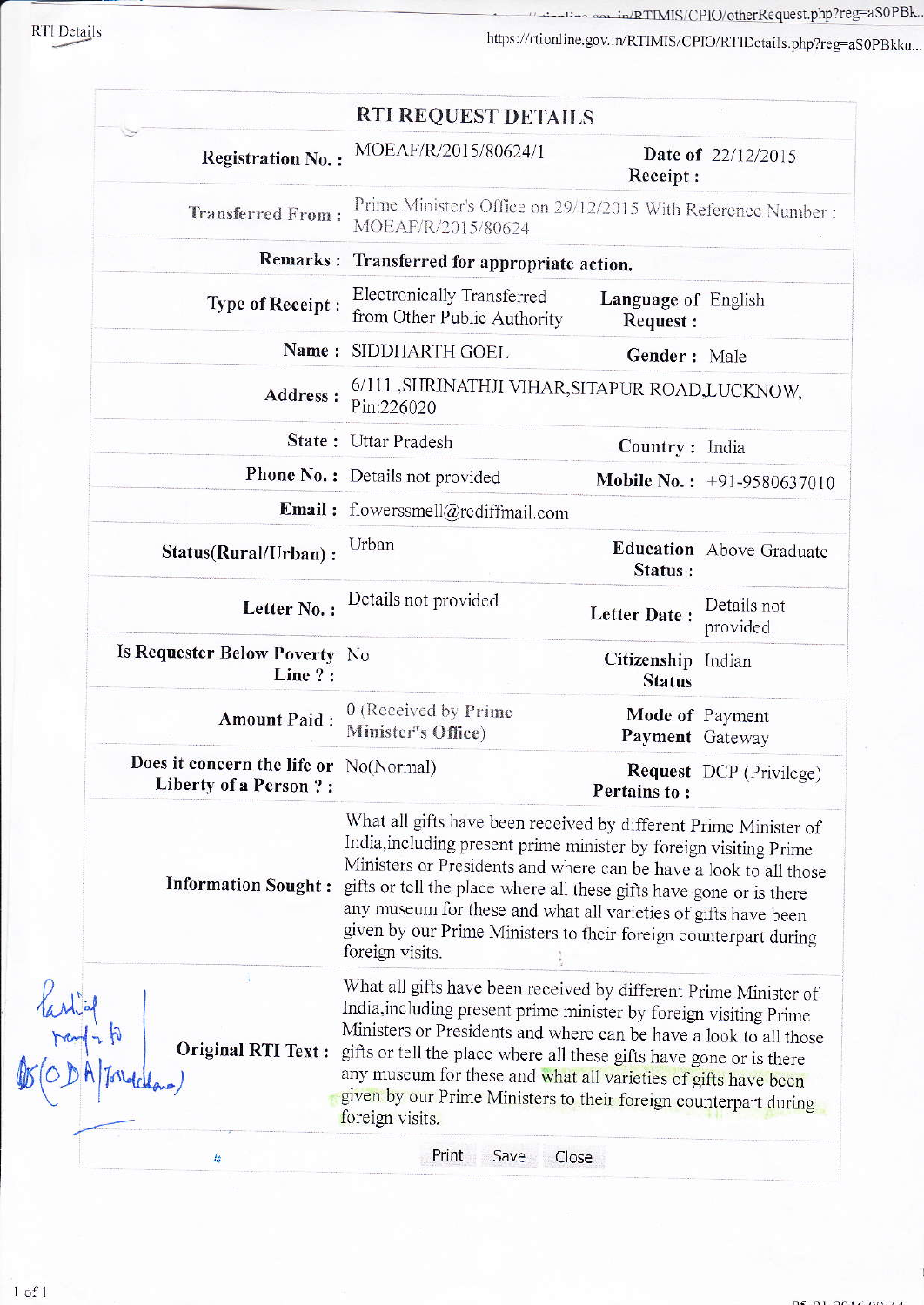# RTI REQUEST DETAILS

| | | | |
|---|---|---|---|
| **Registration No. :** | MOEAF/R/2015/80624/1 | **Date of Receipt :** | 22/12/2015 |
| **Transferred From :** | Prime Minister's Office on 29/12/2015 With Reference Number : MOEAF/R/2015/80624 | | |
| **Remarks :** | **Transferred for appropriate action.** | | |
| **Type of Receipt :** | Electronically Transferred from Other Public Authority | **Language of Request :** | English |
| **Name :** | SIDDHARTH GOEL | **Gender :** | Male |
| **Address :** | 6/111 ,SHRINATHJI VIHAR,SITAPUR ROAD,LUCKNOW, Pin:226020 | | |
| **State :** | Uttar Pradesh | **Country :** | India |
| **Phone No. :** | Details not provided | **Mobile No. :** | +91-9580637010 |
| **Email :** | flowerssmell@rediffmail.com | | |
| **Status(Rural/Urban) :** | Urban | **Education Status :** | Above Graduate |
| **Letter No. :** | Details not provided | **Letter Date :** | Details not provided |
| **Is Requester Below Poverty Line ? :** | No | **Citizenship Status** | Indian |
| **Amount Paid :** | 0 (Received by Prime Minister's Office) | **Mode of Payment** | Payment Gateway |
| **Does it concern the life or Liberty of a Person ? :** | No(Normal) | **Request Pertains to :** | DCP (Privilege) |
| **Information Sought :** | What all gifts have been received by different Prime Minister of India,including present prime minister by foreign visiting Prime Ministers or Presidents and where can be have a look to all those gifts or tell the place where all these gifts have gone or is there any museum for these and what all varieties of gifts have been given by our Prime Ministers to their foreign counterpart during foreign visits. | | |
| **Original RTI Text :** | What all gifts have been received by different Prime Minister of India,including present prime minister by foreign visiting Prime Ministers or Presidents and where can be have a look to all those gifts or tell the place where all these gifts have gone or is there any museum for these and what all varieties of gifts have been given by our Prime Ministers to their foreign counterpart during foreign visits. | | |

Partial trnsf to DS(ODA/Tomelchane)

Print Save Close